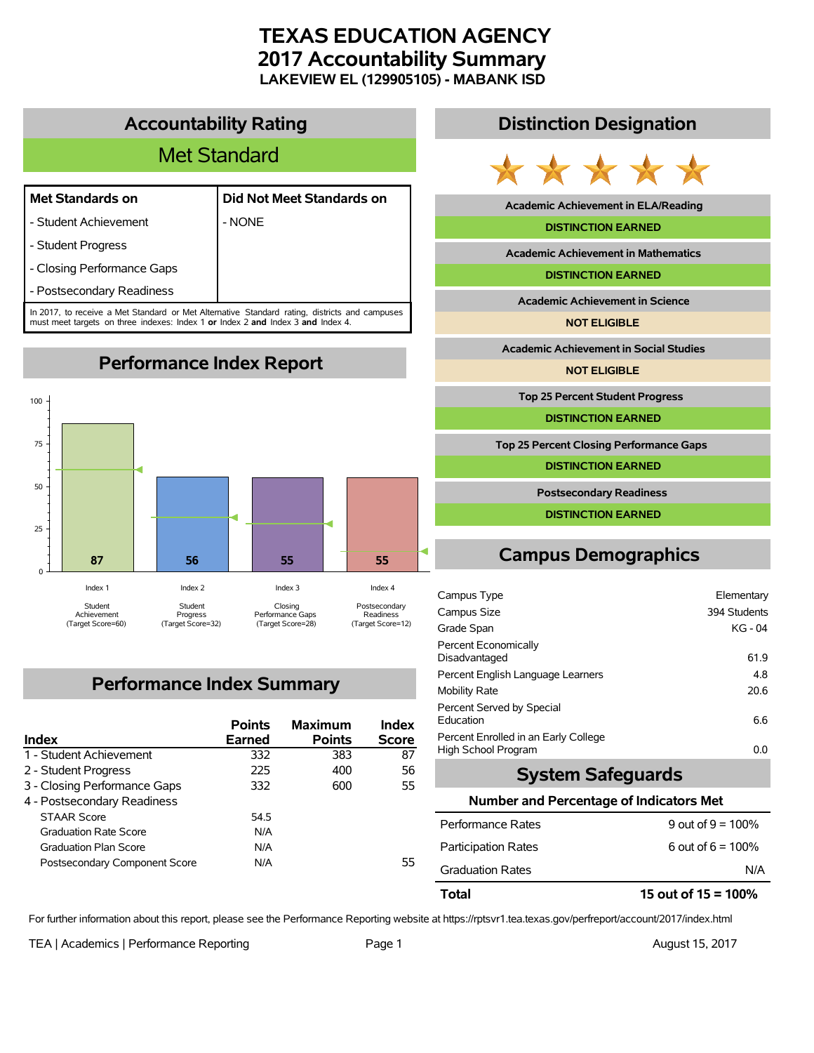# TEXAS EDUCATION AGENCY
# 2017 Accountability Summary
### LAKEVIEW EL (129905105) - MABANK ISD

## Accountability Rating

**Met Standard**

| Met Standards on | Did Not Meet Standards on |
|---|---|
| - Student Achievement | - NONE |
| - Student Progress | |
| - Closing Performance Gaps | |
| - Postsecondary Readiness | |

In 2017, to receive a Met Standard or Met Alternative Standard rating, districts and campuses must meet targets on three indexes: Index 1 **or** Index 2 **and** Index 3 **and** Index 4.

## Performance Index Report

| Index | Score | Target Score |
|---|---|---|
| Index 1 - Student Achievement | 87 | 60 |
| Index 2 - Student Progress | 56 | 32 |
| Index 3 - Closing Performance Gaps | 55 | 28 |
| Index 4 - Postsecondary Readiness | 55 | 12 |

## Performance Index Summary

| Index | Points Earned | Maximum Points | Index Score |
|---|---|---|---|
| 1 - Student Achievement | 332 | 383 | 87 |
| 2 - Student Progress | 225 | 400 | 56 |
| 3 - Closing Performance Gaps | 332 | 600 | 55 |
| 4 - Postsecondary Readiness | | | |
| STAAR Score | 54.5 | | |
| Graduation Rate Score | N/A | | |
| Graduation Plan Score | N/A | | |
| Postsecondary Component Score | N/A | | 55 |

## Distinction Designation

| Distinction | Status |
|---|---|
| Academic Achievement in ELA/Reading | DISTINCTION EARNED |
| Academic Achievement in Mathematics | DISTINCTION EARNED |
| Academic Achievement in Science | NOT ELIGIBLE |
| Academic Achievement in Social Studies | NOT ELIGIBLE |
| Top 25 Percent Student Progress | DISTINCTION EARNED |
| Top 25 Percent Closing Performance Gaps | DISTINCTION EARNED |
| Postsecondary Readiness | DISTINCTION EARNED |

## Campus Demographics

| | |
|---|---|
| Campus Type | Elementary |
| Campus Size | 394 Students |
| Grade Span | KG - 04 |
| Percent Economically Disadvantaged | 61.9 |
| Percent English Language Learners | 4.8 |
| Mobility Rate | 20.6 |
| Percent Served by Special Education | 6.6 |
| Percent Enrolled in an Early College High School Program | 0.0 |

## System Safeguards

**Number and Percentage of Indicators Met**

| | |
|---|---|
| Performance Rates | 9 out of 9 = 100% |
| Participation Rates | 6 out of 6 = 100% |
| Graduation Rates | N/A |
| **Total** | **15 out of 15 = 100%** |

For further information about this report, please see the Performance Reporting website at https://rptsvr1.tea.texas.gov/perfreport/account/2017/index.html

TEA | Academics | Performance Reporting

August 15, 2017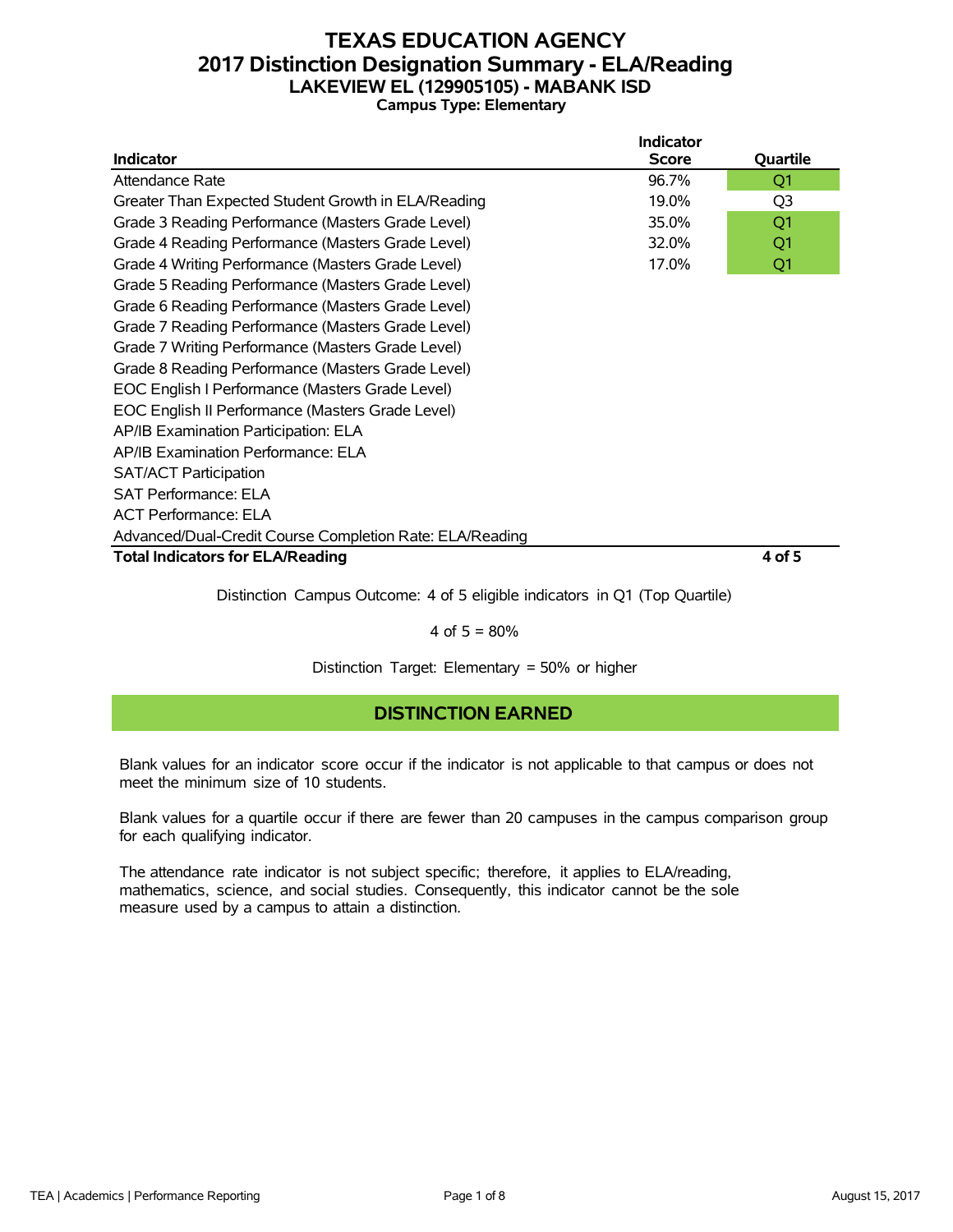# TEXAS EDUCATION AGENCY
## 2017 Distinction Designation Summary - ELA/Reading
### LAKEVIEW EL (129905105) - MABANK ISD
**Campus Type: Elementary**

| Indicator | Indicator Score | Quartile |
|---|---|---|
| Attendance Rate | 96.7% | Q1 |
| Greater Than Expected Student Growth in ELA/Reading | 19.0% | Q3 |
| Grade 3 Reading Performance (Masters Grade Level) | 35.0% | Q1 |
| Grade 4 Reading Performance (Masters Grade Level) | 32.0% | Q1 |
| Grade 4 Writing Performance (Masters Grade Level) | 17.0% | Q1 |
| Grade 5 Reading Performance (Masters Grade Level) | | |
| Grade 6 Reading Performance (Masters Grade Level) | | |
| Grade 7 Reading Performance (Masters Grade Level) | | |
| Grade 7 Writing Performance (Masters Grade Level) | | |
| Grade 8 Reading Performance (Masters Grade Level) | | |
| EOC English I Performance (Masters Grade Level) | | |
| EOC English II Performance (Masters Grade Level) | | |
| AP/IB Examination Participation: ELA | | |
| AP/IB Examination Performance: ELA | | |
| SAT/ACT Participation | | |
| SAT Performance: ELA | | |
| ACT Performance: ELA | | |
| Advanced/Dual-Credit Course Completion Rate: ELA/Reading | | |
| **Total Indicators for ELA/Reading** | | **4 of 5** |

Distinction Campus Outcome: 4 of 5 eligible indicators in Q1 (Top Quartile)

4 of 5 = 80%

Distinction Target: Elementary = 50% or higher

**DISTINCTION EARNED**

Blank values for an indicator score occur if the indicator is not applicable to that campus or does not meet the minimum size of 10 students.

Blank values for a quartile occur if there are fewer than 20 campuses in the campus comparison group for each qualifying indicator.

The attendance rate indicator is not subject specific; therefore, it applies to ELA/reading, mathematics, science, and social studies. Consequently, this indicator cannot be the sole measure used by a campus to attain a distinction.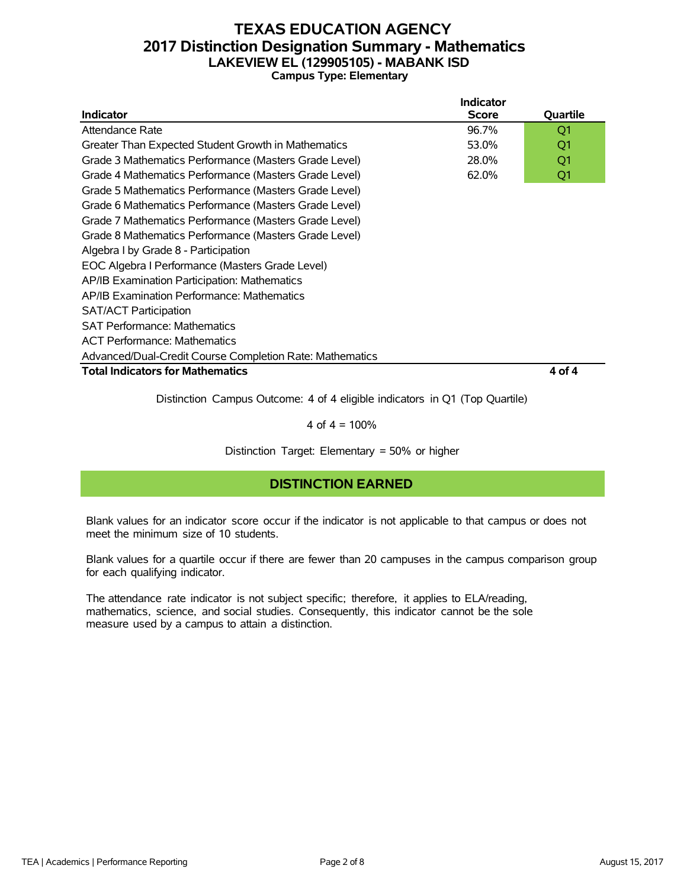# TEXAS EDUCATION AGENCY
## 2017 Distinction Designation Summary - Mathematics
### LAKEVIEW EL (129905105) - MABANK ISD
**Campus Type: Elementary**

| Indicator | Indicator Score | Quartile |
|---|---|---|
| Attendance Rate | 96.7% | Q1 |
| Greater Than Expected Student Growth in Mathematics | 53.0% | Q1 |
| Grade 3 Mathematics Performance (Masters Grade Level) | 28.0% | Q1 |
| Grade 4 Mathematics Performance (Masters Grade Level) | 62.0% | Q1 |
| Grade 5 Mathematics Performance (Masters Grade Level) | | |
| Grade 6 Mathematics Performance (Masters Grade Level) | | |
| Grade 7 Mathematics Performance (Masters Grade Level) | | |
| Grade 8 Mathematics Performance (Masters Grade Level) | | |
| Algebra I by Grade 8 - Participation | | |
| EOC Algebra I Performance (Masters Grade Level) | | |
| AP/IB Examination Participation: Mathematics | | |
| AP/IB Examination Performance: Mathematics | | |
| SAT/ACT Participation | | |
| SAT Performance: Mathematics | | |
| ACT Performance: Mathematics | | |
| Advanced/Dual-Credit Course Completion Rate: Mathematics | | |
| **Total Indicators for Mathematics** | | **4 of 4** |

Distinction Campus Outcome: 4 of 4 eligible indicators in Q1 (Top Quartile)

4 of 4 = 100%

Distinction Target: Elementary = 50% or higher

**DISTINCTION EARNED**

Blank values for an indicator score occur if the indicator is not applicable to that campus or does not meet the minimum size of 10 students.

Blank values for a quartile occur if there are fewer than 20 campuses in the campus comparison group for each qualifying indicator.

The attendance rate indicator is not subject specific; therefore, it applies to ELA/reading, mathematics, science, and social studies. Consequently, this indicator cannot be the sole measure used by a campus to attain a distinction.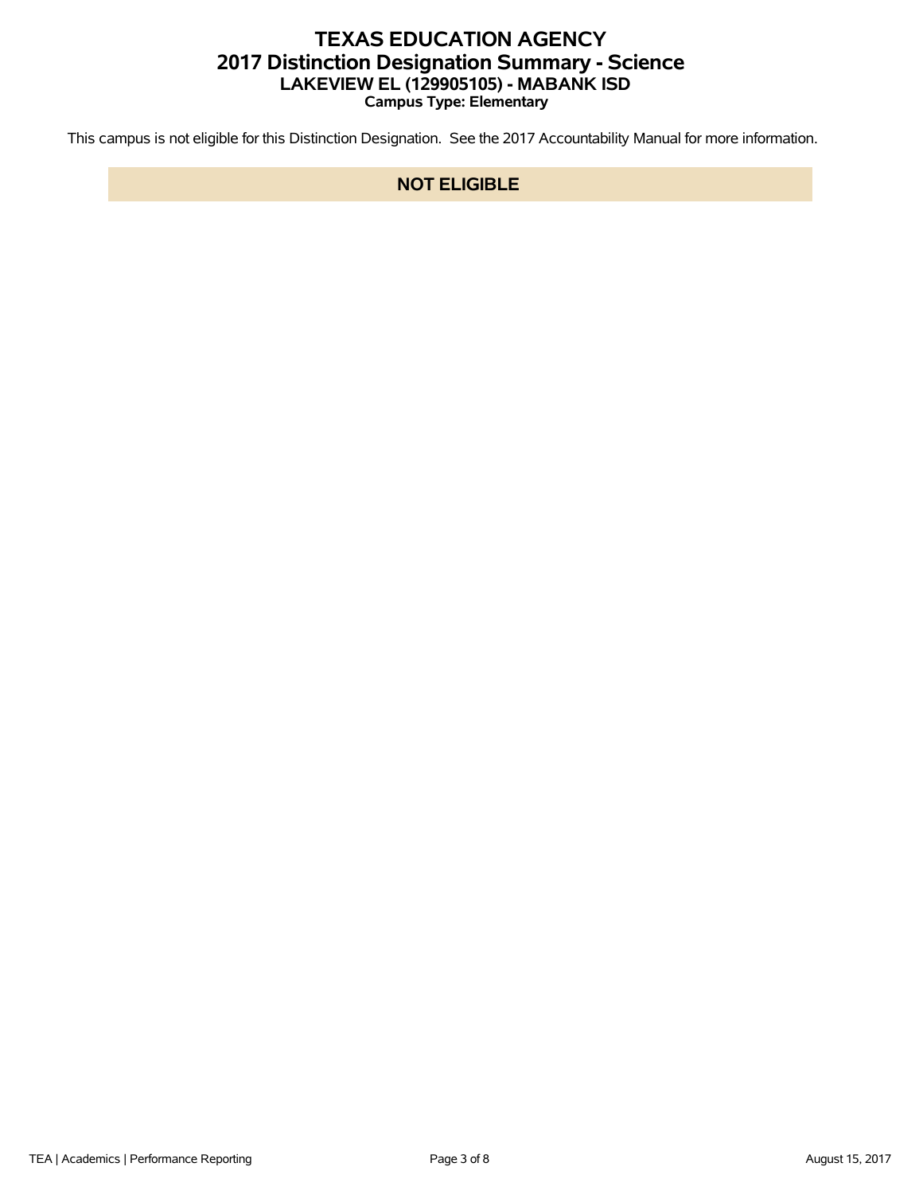# TEXAS EDUCATION AGENCY
## 2017 Distinction Designation Summary - Science
### LAKEVIEW EL (129905105) - MABANK ISD
**Campus Type: Elementary**

This campus is not eligible for this Distinction Designation. See the 2017 Accountability Manual for more information.

**NOT ELIGIBLE**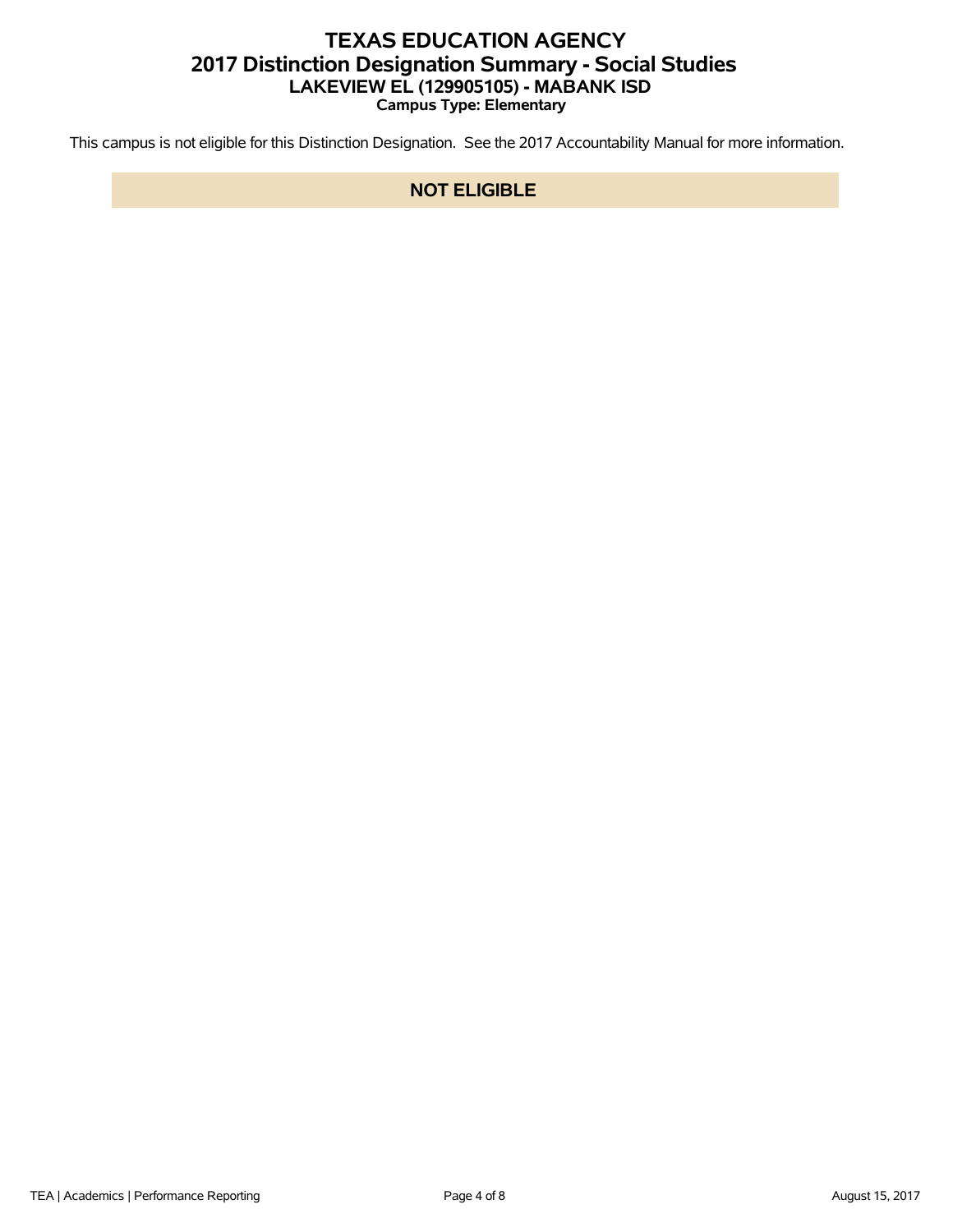# TEXAS EDUCATION AGENCY
## 2017 Distinction Designation Summary - Social Studies
### LAKEVIEW EL (129905105) - MABANK ISD
**Campus Type: Elementary**

This campus is not eligible for this Distinction Designation. See the 2017 Accountability Manual for more information.

**NOT ELIGIBLE**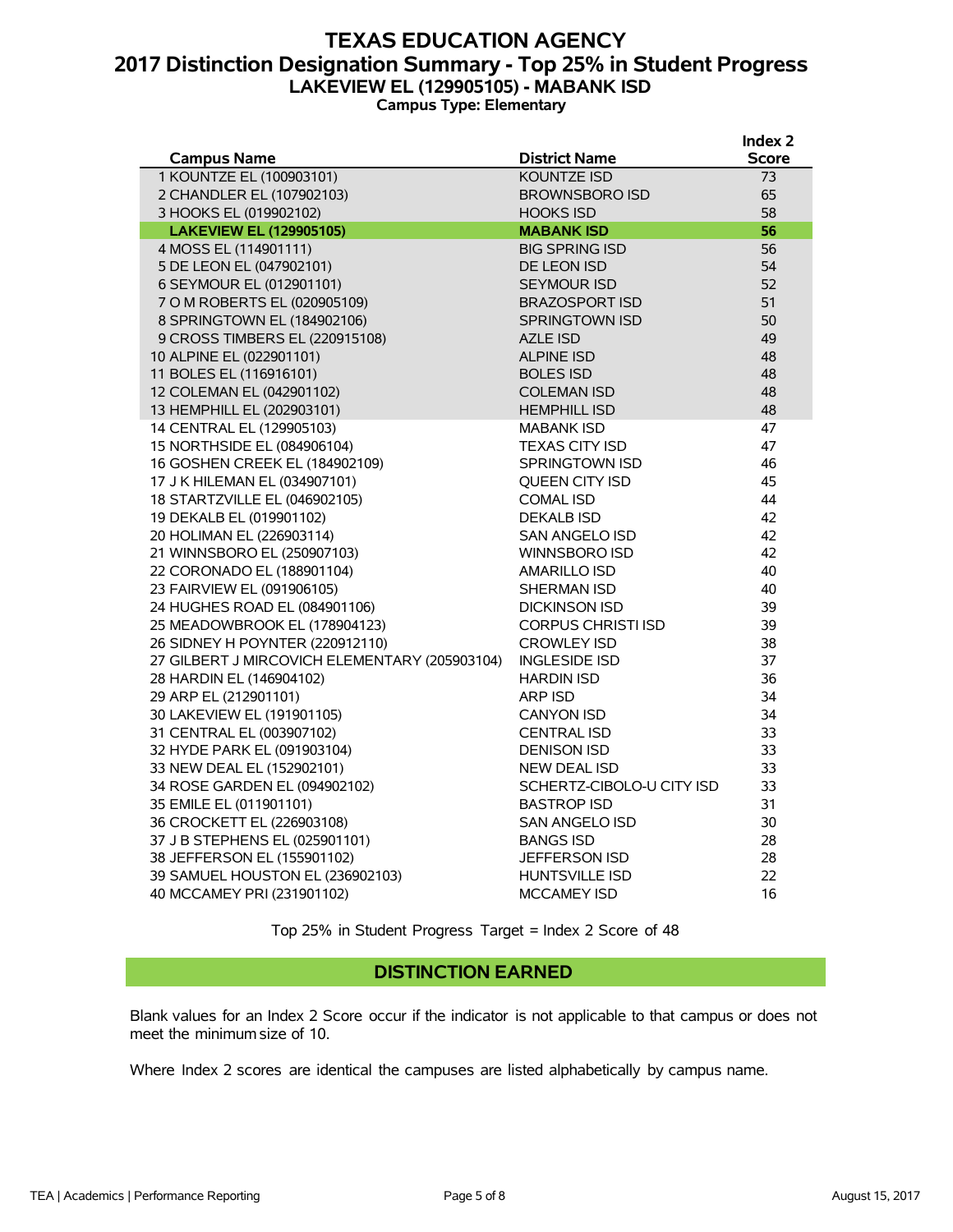# TEXAS EDUCATION AGENCY
## 2017 Distinction Designation Summary - Top 25% in Student Progress
### LAKEVIEW EL (129905105) - MABANK ISD
**Campus Type: Elementary**

| Campus Name | District Name | Index 2 Score |
|---|---|---|
| 1 KOUNTZE EL (100903101) | KOUNTZE ISD | 73 |
| 2 CHANDLER EL (107902103) | BROWNSBORO ISD | 65 |
| 3 HOOKS EL (019902102) | HOOKS ISD | 58 |
| **LAKEVIEW EL (129905105)** | **MABANK ISD** | **56** |
| 4 MOSS EL (114901111) | BIG SPRING ISD | 56 |
| 5 DE LEON EL (047902101) | DE LEON ISD | 54 |
| 6 SEYMOUR EL (012901101) | SEYMOUR ISD | 52 |
| 7 O M ROBERTS EL (020905109) | BRAZOSPORT ISD | 51 |
| 8 SPRINGTOWN EL (184902106) | SPRINGTOWN ISD | 50 |
| 9 CROSS TIMBERS EL (220915108) | AZLE ISD | 49 |
| 10 ALPINE EL (022901101) | ALPINE ISD | 48 |
| 11 BOLES EL (116916101) | BOLES ISD | 48 |
| 12 COLEMAN EL (042901102) | COLEMAN ISD | 48 |
| 13 HEMPHILL EL (202903101) | HEMPHILL ISD | 48 |
| 14 CENTRAL EL (129905103) | MABANK ISD | 47 |
| 15 NORTHSIDE EL (084906104) | TEXAS CITY ISD | 47 |
| 16 GOSHEN CREEK EL (184902109) | SPRINGTOWN ISD | 46 |
| 17 J K HILEMAN EL (034907101) | QUEEN CITY ISD | 45 |
| 18 STARTZVILLE EL (046902105) | COMAL ISD | 44 |
| 19 DEKALB EL (019901102) | DEKALB ISD | 42 |
| 20 HOLIMAN EL (226903114) | SAN ANGELO ISD | 42 |
| 21 WINNSBORO EL (250907103) | WINNSBORO ISD | 42 |
| 22 CORONADO EL (188901104) | AMARILLO ISD | 40 |
| 23 FAIRVIEW EL (091906105) | SHERMAN ISD | 40 |
| 24 HUGHES ROAD EL (084901106) | DICKINSON ISD | 39 |
| 25 MEADOWBROOK EL (178904123) | CORPUS CHRISTI ISD | 39 |
| 26 SIDNEY H POYNTER (220912110) | CROWLEY ISD | 38 |
| 27 GILBERT J MIRCOVICH ELEMENTARY (205903104) | INGLESIDE ISD | 37 |
| 28 HARDIN EL (146904102) | HARDIN ISD | 36 |
| 29 ARP EL (212901101) | ARP ISD | 34 |
| 30 LAKEVIEW EL (191901105) | CANYON ISD | 34 |
| 31 CENTRAL EL (003907102) | CENTRAL ISD | 33 |
| 32 HYDE PARK EL (091903104) | DENISON ISD | 33 |
| 33 NEW DEAL EL (152902101) | NEW DEAL ISD | 33 |
| 34 ROSE GARDEN EL (094902102) | SCHERTZ-CIBOLO-U CITY ISD | 33 |
| 35 EMILE EL (011901101) | BASTROP ISD | 31 |
| 36 CROCKETT EL (226903108) | SAN ANGELO ISD | 30 |
| 37 J B STEPHENS EL (025901101) | BANGS ISD | 28 |
| 38 JEFFERSON EL (155901102) | JEFFERSON ISD | 28 |
| 39 SAMUEL HOUSTON EL (236902103) | HUNTSVILLE ISD | 22 |
| 40 MCCAMEY PRI (231901102) | MCCAMEY ISD | 16 |

Top 25% in Student Progress Target = Index 2 Score of 48

**DISTINCTION EARNED**

Blank values for an Index 2 Score occur if the indicator is not applicable to that campus or does not meet the minimum size of 10.

Where Index 2 scores are identical the campuses are listed alphabetically by campus name.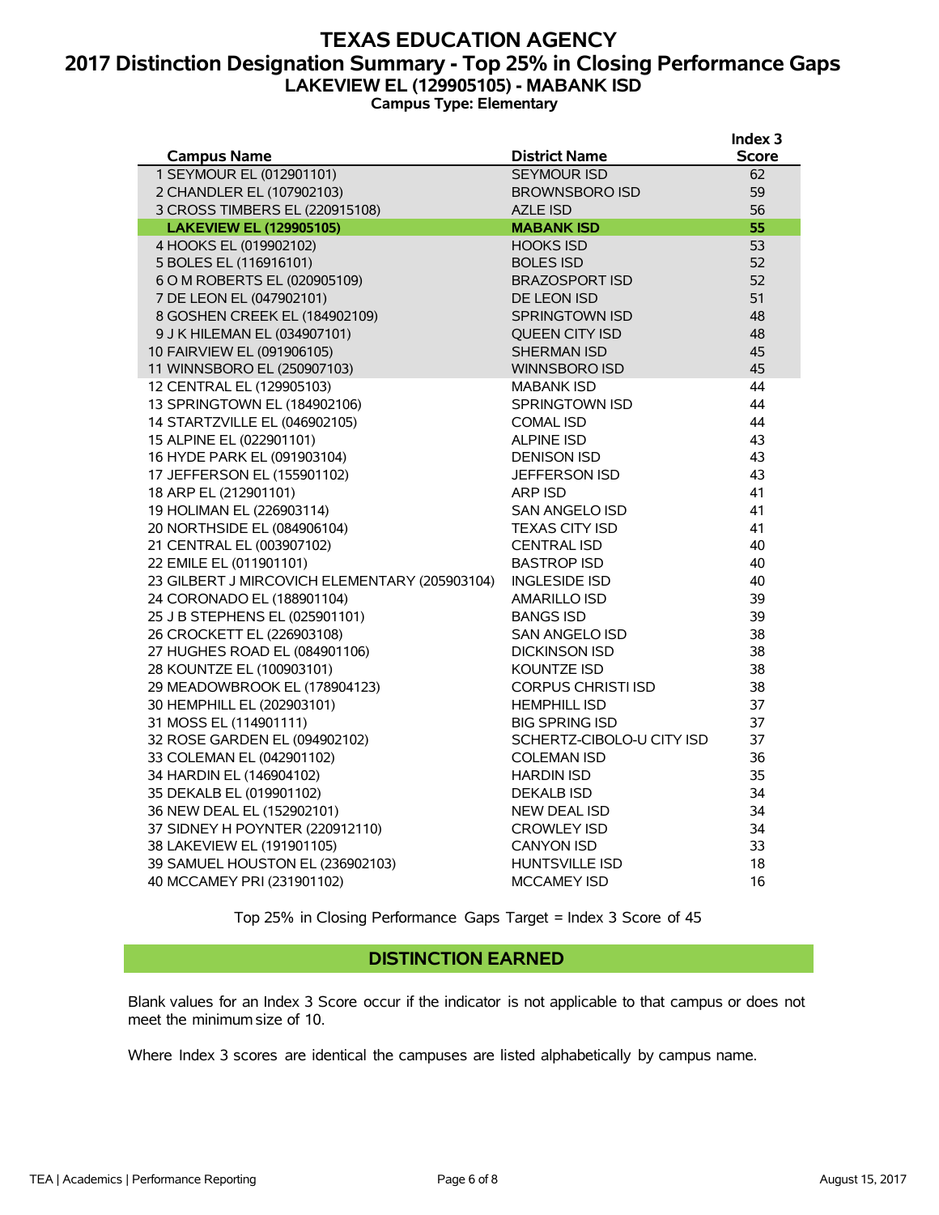# TEXAS EDUCATION AGENCY

## 2017 Distinction Designation Summary - Top 25% in Closing Performance Gaps

### LAKEVIEW EL (129905105) - MABANK ISD

**Campus Type: Elementary**

| Campus Name | District Name | Index 3 Score |
|---|---|---|
| 1 SEYMOUR EL (012901101) | SEYMOUR ISD | 62 |
| 2 CHANDLER EL (107902103) | BROWNSBORO ISD | 59 |
| 3 CROSS TIMBERS EL (220915108) | AZLE ISD | 56 |
| **LAKEVIEW EL (129905105)** | **MABANK ISD** | **55** |
| 4 HOOKS EL (019902102) | HOOKS ISD | 53 |
| 5 BOLES EL (116916101) | BOLES ISD | 52 |
| 6 O M ROBERTS EL (020905109) | BRAZOSPORT ISD | 52 |
| 7 DE LEON EL (047902101) | DE LEON ISD | 51 |
| 8 GOSHEN CREEK EL (184902109) | SPRINGTOWN ISD | 48 |
| 9 J K HILEMAN EL (034907101) | QUEEN CITY ISD | 48 |
| 10 FAIRVIEW EL (091906105) | SHERMAN ISD | 45 |
| 11 WINNSBORO EL (250907103) | WINNSBORO ISD | 45 |
| 12 CENTRAL EL (129905103) | MABANK ISD | 44 |
| 13 SPRINGTOWN EL (184902106) | SPRINGTOWN ISD | 44 |
| 14 STARTZVILLE EL (046902105) | COMAL ISD | 44 |
| 15 ALPINE EL (022901101) | ALPINE ISD | 43 |
| 16 HYDE PARK EL (091903104) | DENISON ISD | 43 |
| 17 JEFFERSON EL (155901102) | JEFFERSON ISD | 43 |
| 18 ARP EL (212901101) | ARP ISD | 41 |
| 19 HOLIMAN EL (226903114) | SAN ANGELO ISD | 41 |
| 20 NORTHSIDE EL (084906104) | TEXAS CITY ISD | 41 |
| 21 CENTRAL EL (003907102) | CENTRAL ISD | 40 |
| 22 EMILE EL (011901101) | BASTROP ISD | 40 |
| 23 GILBERT J MIRCOVICH ELEMENTARY (205903104) | INGLESIDE ISD | 40 |
| 24 CORONADO EL (188901104) | AMARILLO ISD | 39 |
| 25 J B STEPHENS EL (025901101) | BANGS ISD | 39 |
| 26 CROCKETT EL (226903108) | SAN ANGELO ISD | 38 |
| 27 HUGHES ROAD EL (084901106) | DICKINSON ISD | 38 |
| 28 KOUNTZE EL (100903101) | KOUNTZE ISD | 38 |
| 29 MEADOWBROOK EL (178904123) | CORPUS CHRISTI ISD | 38 |
| 30 HEMPHILL EL (202903101) | HEMPHILL ISD | 37 |
| 31 MOSS EL (114901111) | BIG SPRING ISD | 37 |
| 32 ROSE GARDEN EL (094902102) | SCHERTZ-CIBOLO-U CITY ISD | 37 |
| 33 COLEMAN EL (042901102) | COLEMAN ISD | 36 |
| 34 HARDIN EL (146904102) | HARDIN ISD | 35 |
| 35 DEKALB EL (019901102) | DEKALB ISD | 34 |
| 36 NEW DEAL EL (152902101) | NEW DEAL ISD | 34 |
| 37 SIDNEY H POYNTER (220912110) | CROWLEY ISD | 34 |
| 38 LAKEVIEW EL (191901105) | CANYON ISD | 33 |
| 39 SAMUEL HOUSTON EL (236902103) | HUNTSVILLE ISD | 18 |
| 40 MCCAMEY PRI (231901102) | MCCAMEY ISD | 16 |

Top 25% in Closing Performance Gaps Target = Index 3 Score of 45

**DISTINCTION EARNED**

Blank values for an Index 3 Score occur if the indicator is not applicable to that campus or does not meet the minimum size of 10.

Where Index 3 scores are identical the campuses are listed alphabetically by campus name.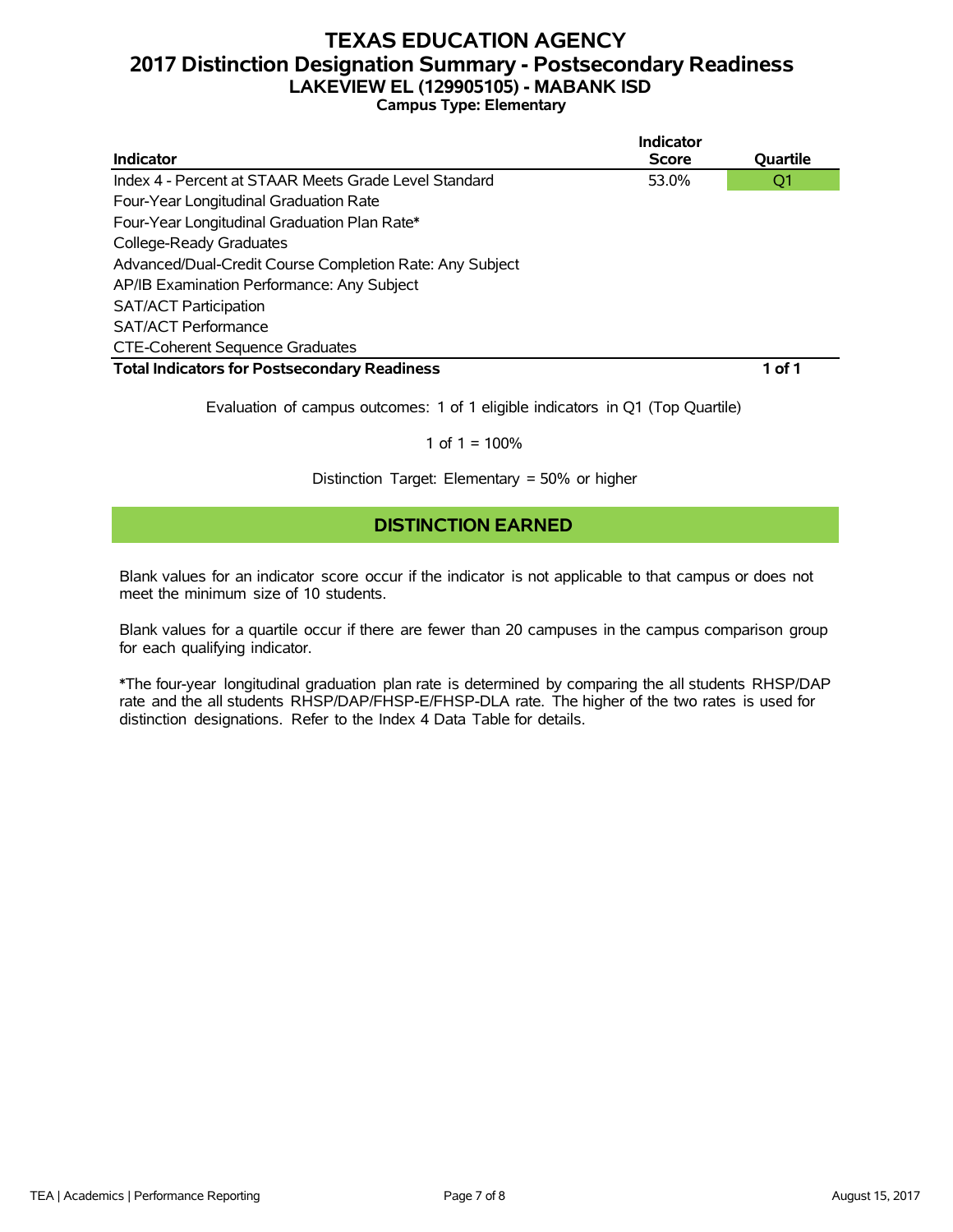# TEXAS EDUCATION AGENCY
## 2017 Distinction Designation Summary - Postsecondary Readiness
### LAKEVIEW EL (129905105) - MABANK ISD
**Campus Type: Elementary**

| Indicator | Indicator Score | Quartile |
|---|---|---|
| Index 4 - Percent at STAAR Meets Grade Level Standard | 53.0% | Q1 |
| Four-Year Longitudinal Graduation Rate | | |
| Four-Year Longitudinal Graduation Plan Rate* | | |
| College-Ready Graduates | | |
| Advanced/Dual-Credit Course Completion Rate: Any Subject | | |
| AP/IB Examination Performance: Any Subject | | |
| SAT/ACT Participation | | |
| SAT/ACT Performance | | |
| CTE-Coherent Sequence Graduates | | |
| **Total Indicators for Postsecondary Readiness** | | **1 of 1** |

Evaluation of campus outcomes: 1 of 1 eligible indicators in Q1 (Top Quartile)

1 of 1 = 100%

Distinction Target: Elementary = 50% or higher

**DISTINCTION EARNED**

Blank values for an indicator score occur if the indicator is not applicable to that campus or does not meet the minimum size of 10 students.

Blank values for a quartile occur if there are fewer than 20 campuses in the campus comparison group for each qualifying indicator.

*The four-year longitudinal graduation plan rate is determined by comparing the all students RHSP/DAP rate and the all students RHSP/DAP/FHSP-E/FHSP-DLA rate. The higher of the two rates is used for distinction designations. Refer to the Index 4 Data Table for details.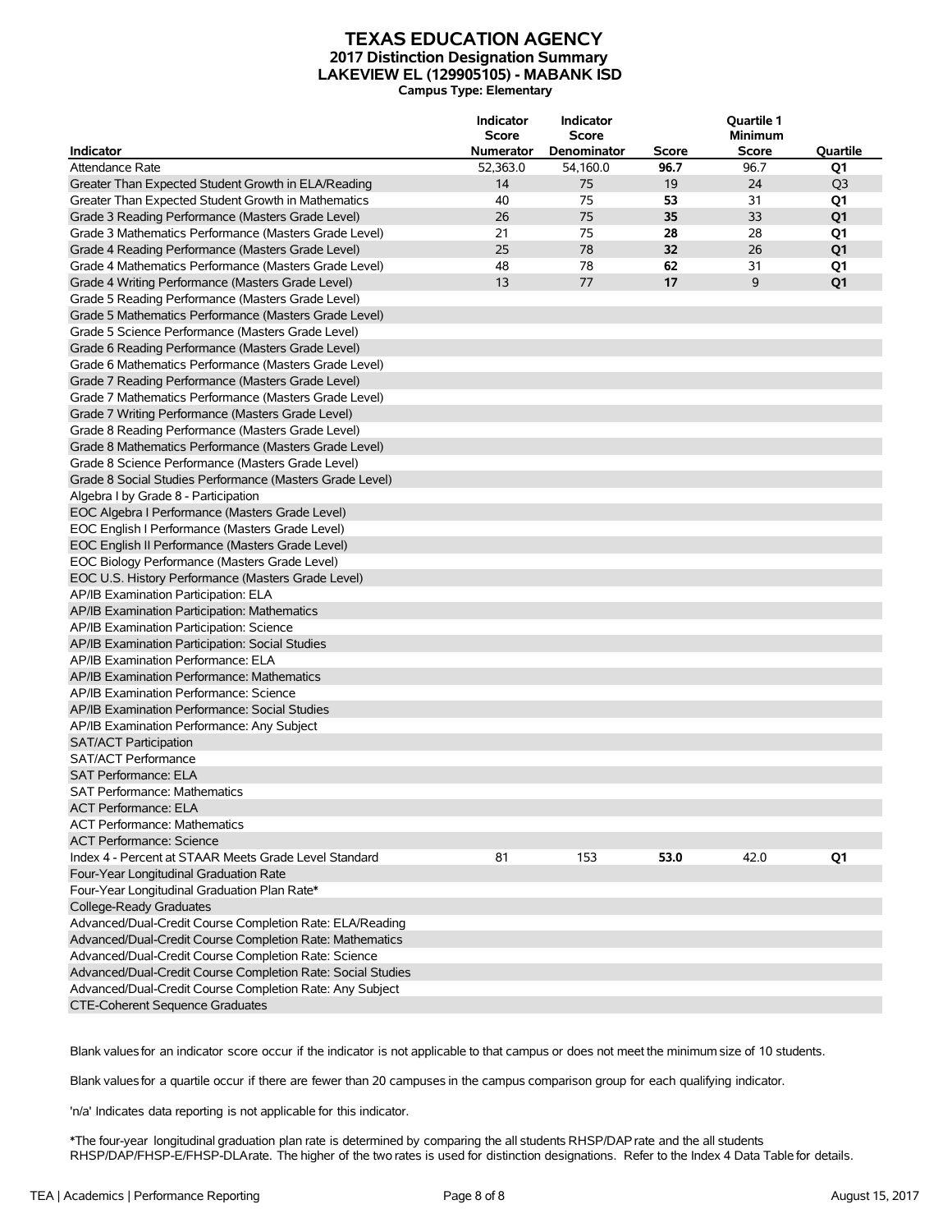# TEXAS EDUCATION AGENCY
## 2017 Distinction Designation Summary
## LAKEVIEW EL (129905105) - MABANK ISD
**Campus Type: Elementary**

| Indicator | Indicator Score Numerator | Indicator Score Denominator | Score | Quartile 1 Minimum Score | Quartile |
|---|---|---|---|---|---|
| Attendance Rate | 52,363.0 | 54,160.0 | **96.7** | 96.7 | **Q1** |
| Greater Than Expected Student Growth in ELA/Reading | 14 | 75 | 19 | 24 | Q3 |
| Greater Than Expected Student Growth in Mathematics | 40 | 75 | **53** | 31 | **Q1** |
| Grade 3 Reading Performance (Masters Grade Level) | 26 | 75 | **35** | 33 | **Q1** |
| Grade 3 Mathematics Performance (Masters Grade Level) | 21 | 75 | **28** | 28 | **Q1** |
| Grade 4 Reading Performance (Masters Grade Level) | 25 | 78 | **32** | 26 | **Q1** |
| Grade 4 Mathematics Performance (Masters Grade Level) | 48 | 78 | **62** | 31 | **Q1** |
| Grade 4 Writing Performance (Masters Grade Level) | 13 | 77 | **17** | 9 | **Q1** |
| Grade 5 Reading Performance (Masters Grade Level) | | | | | |
| Grade 5 Mathematics Performance (Masters Grade Level) | | | | | |
| Grade 5 Science Performance (Masters Grade Level) | | | | | |
| Grade 6 Reading Performance (Masters Grade Level) | | | | | |
| Grade 6 Mathematics Performance (Masters Grade Level) | | | | | |
| Grade 7 Reading Performance (Masters Grade Level) | | | | | |
| Grade 7 Mathematics Performance (Masters Grade Level) | | | | | |
| Grade 7 Writing Performance (Masters Grade Level) | | | | | |
| Grade 8 Reading Performance (Masters Grade Level) | | | | | |
| Grade 8 Mathematics Performance (Masters Grade Level) | | | | | |
| Grade 8 Science Performance (Masters Grade Level) | | | | | |
| Grade 8 Social Studies Performance (Masters Grade Level) | | | | | |
| Algebra I by Grade 8 - Participation | | | | | |
| EOC Algebra I Performance (Masters Grade Level) | | | | | |
| EOC English I Performance (Masters Grade Level) | | | | | |
| EOC English II Performance (Masters Grade Level) | | | | | |
| EOC Biology Performance (Masters Grade Level) | | | | | |
| EOC U.S. History Performance (Masters Grade Level) | | | | | |
| AP/IB Examination Participation: ELA | | | | | |
| AP/IB Examination Participation: Mathematics | | | | | |
| AP/IB Examination Participation: Science | | | | | |
| AP/IB Examination Participation: Social Studies | | | | | |
| AP/IB Examination Performance: ELA | | | | | |
| AP/IB Examination Performance: Mathematics | | | | | |
| AP/IB Examination Performance: Science | | | | | |
| AP/IB Examination Performance: Social Studies | | | | | |
| AP/IB Examination Performance: Any Subject | | | | | |
| SAT/ACT Participation | | | | | |
| SAT/ACT Performance | | | | | |
| SAT Performance: ELA | | | | | |
| SAT Performance: Mathematics | | | | | |
| ACT Performance: ELA | | | | | |
| ACT Performance: Mathematics | | | | | |
| ACT Performance: Science | | | | | |
| Index 4 - Percent at STAAR Meets Grade Level Standard | 81 | 153 | **53.0** | 42.0 | **Q1** |
| Four-Year Longitudinal Graduation Rate | | | | | |
| Four-Year Longitudinal Graduation Plan Rate* | | | | | |
| College-Ready Graduates | | | | | |
| Advanced/Dual-Credit Course Completion Rate: ELA/Reading | | | | | |
| Advanced/Dual-Credit Course Completion Rate: Mathematics | | | | | |
| Advanced/Dual-Credit Course Completion Rate: Science | | | | | |
| Advanced/Dual-Credit Course Completion Rate: Social Studies | | | | | |
| Advanced/Dual-Credit Course Completion Rate: Any Subject | | | | | |
| CTE-Coherent Sequence Graduates | | | | | |

Blank values for an indicator score occur if the indicator is not applicable to that campus or does not meet the minimum size of 10 students.

Blank values for a quartile occur if there are fewer than 20 campuses in the campus comparison group for each qualifying indicator.

'n/a' Indicates data reporting is not applicable for this indicator.

*The four-year longitudinal graduation plan rate is determined by comparing the all students RHSP/DAP rate and the all students RHSP/DAP/FHSP-E/FHSP-DLA rate. The higher of the two rates is used for distinction designations. Refer to the Index 4 Data Table for details.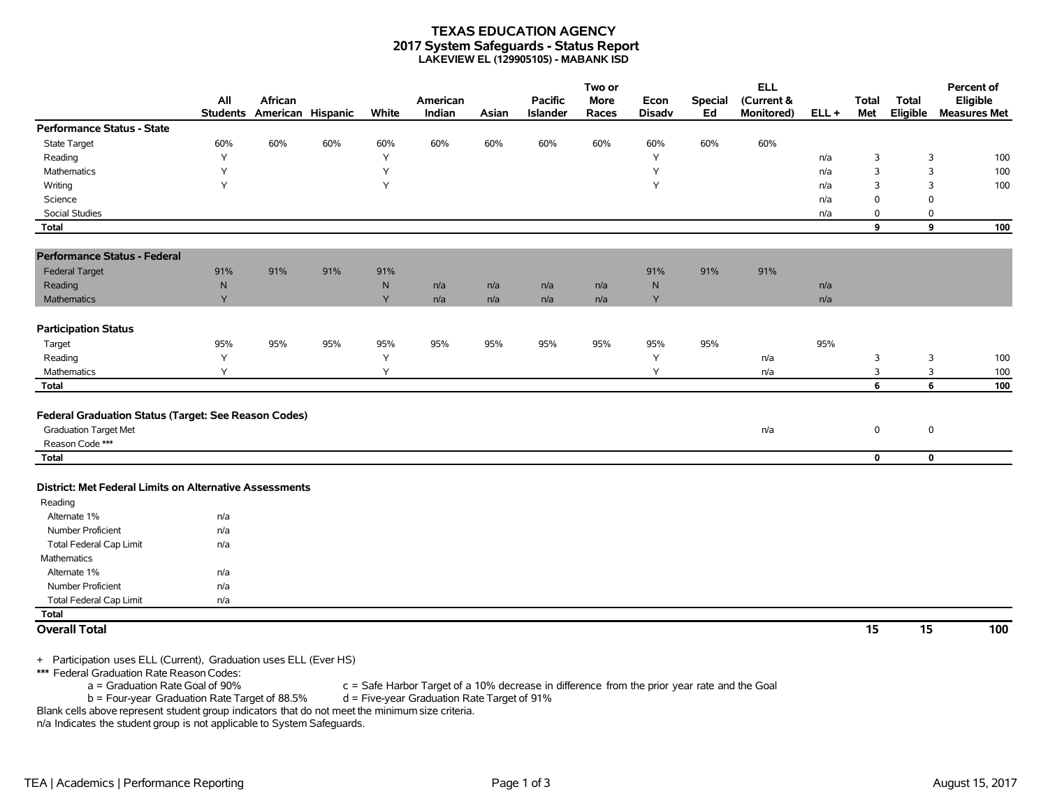# TEXAS EDUCATION AGENCY
## 2017 System Safeguards - Status Report
### LAKEVIEW EL (129905105) - MABANK ISD

| | All Students | African American | Hispanic | White | American Indian | Asian | Pacific Islander | Two or More Races | Econ Disadv | Special Ed | ELL (Current & Monitored) | ELL + | Total Met | Total Eligible | Percent of Eligible Measures Met |
|---|---|---|---|---|---|---|---|---|---|---|---|---|---|---|---|
| **Performance Status - State** | | | | | | | | | | | | | | | |
| State Target | 60% | 60% | 60% | 60% | 60% | 60% | 60% | 60% | 60% | 60% | 60% | | | | |
| Reading | Y | | | Y | | | | | Y | | | n/a | 3 | 3 | 100 |
| Mathematics | Y | | | Y | | | | | Y | | | n/a | 3 | 3 | 100 |
| Writing | Y | | | Y | | | | | Y | | | n/a | 3 | 3 | 100 |
| Science | | | | | | | | | | | | n/a | 0 | 0 | |
| Social Studies | | | | | | | | | | | | n/a | 0 | 0 | |
| **Total** | | | | | | | | | | | | | **9** | **9** | **100** |
| **Performance Status - Federal** | | | | | | | | | | | | | | | |
| Federal Target | 91% | 91% | 91% | 91% | | | | | 91% | 91% | 91% | | | | |
| Reading | N | | | N | n/a | n/a | n/a | n/a | N | | | n/a | | | |
| Mathematics | Y | | | Y | n/a | n/a | n/a | n/a | Y | | | n/a | | | |
| **Participation Status** | | | | | | | | | | | | | | | |
| Target | 95% | 95% | 95% | 95% | 95% | 95% | 95% | 95% | 95% | 95% | | 95% | | | |
| Reading | Y | | | Y | | | | | Y | | n/a | | 3 | 3 | 100 |
| Mathematics | Y | | | Y | | | | | Y | | n/a | | 3 | 3 | 100 |
| **Total** | | | | | | | | | | | | | **6** | **6** | **100** |
| **Federal Graduation Status (Target: See Reason Codes)** | | | | | | | | | | | | | | | |
| Graduation Target Met | | | | | | | | | | | n/a | | 0 | 0 | |
| Reason Code *** | | | | | | | | | | | | | | | |
| **Total** | | | | | | | | | | | | | **0** | **0** | |
| **District: Met Federal Limits on Alternative Assessments** | | | | | | | | | | | | | | | |
| Reading | | | | | | | | | | | | | | | |
| Alternate 1% | n/a | | | | | | | | | | | | | | |
| Number Proficient | n/a | | | | | | | | | | | | | | |
| Total Federal Cap Limit | n/a | | | | | | | | | | | | | | |
| Mathematics | | | | | | | | | | | | | | | |
| Alternate 1% | n/a | | | | | | | | | | | | | | |
| Number Proficient | n/a | | | | | | | | | | | | | | |
| Total Federal Cap Limit | n/a | | | | | | | | | | | | | | |
| **Total** | | | | | | | | | | | | | | | |
| **Overall Total** | | | | | | | | | | | | | **15** | **15** | **100** |

+ Participation uses ELL (Current), Graduation uses ELL (Ever HS)

*** Federal Graduation Rate Reason Codes:

a = Graduation Rate Goal of 90%
c = Safe Harbor Target of a 10% decrease in difference from the prior year rate and the Goal
b = Four-year Graduation Rate Target of 88.5%
d = Five-year Graduation Rate Target of 91%

Blank cells above represent student group indicators that do not meet the minimum size criteria.

n/a Indicates the student group is not applicable to System Safeguards.

TEA | Academics | Performance Reporting — August 15, 2017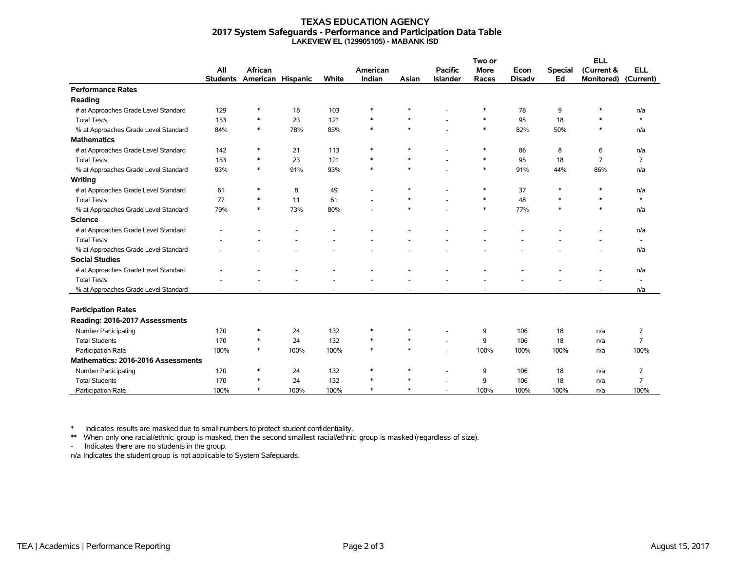# TEXAS EDUCATION AGENCY
## 2017 System Safeguards - Performance and Participation Data Table
### LAKEVIEW EL (129905105) - MABANK ISD

| | All Students | African American | Hispanic | White | American Indian | Asian | Pacific Islander | Two or More Races | Econ Disadv | Special Ed | ELL (Current & Monitored) | ELL (Current) |
|---|---|---|---|---|---|---|---|---|---|---|---|---|
| **Performance Rates** | | | | | | | | | | | | |
| **Reading** | | | | | | | | | | | | |
| # at Approaches Grade Level Standard | 129 | * | 18 | 103 | * | * | - | * | 78 | 9 | * | n/a |
| Total Tests | 153 | * | 23 | 121 | * | * | - | * | 95 | 18 | * | * |
| % at Approaches Grade Level Standard | 84% | * | 78% | 85% | * | * | - | * | 82% | 50% | * | n/a |
| **Mathematics** | | | | | | | | | | | | |
| # at Approaches Grade Level Standard | 142 | * | 21 | 113 | * | * | - | * | 86 | 8 | 6 | n/a |
| Total Tests | 153 | * | 23 | 121 | * | * | - | * | 95 | 18 | 7 | 7 |
| % at Approaches Grade Level Standard | 93% | * | 91% | 93% | * | * | - | * | 91% | 44% | 86% | n/a |
| **Writing** | | | | | | | | | | | | |
| # at Approaches Grade Level Standard | 61 | * | 8 | 49 | - | * | - | * | 37 | * | * | n/a |
| Total Tests | 77 | * | 11 | 61 | - | * | - | * | 48 | * | * | * |
| % at Approaches Grade Level Standard | 79% | * | 73% | 80% | - | * | - | * | 77% | * | * | n/a |
| **Science** | | | | | | | | | | | | |
| # at Approaches Grade Level Standard | - | - | - | - | - | - | - | - | - | - | - | n/a |
| Total Tests | - | - | - | - | - | - | - | - | - | - | - | - |
| % at Approaches Grade Level Standard | - | - | - | - | - | - | - | - | - | - | - | n/a |
| **Social Studies** | | | | | | | | | | | | |
| # at Approaches Grade Level Standard | - | - | - | - | - | - | - | - | - | - | - | n/a |
| Total Tests | - | - | - | - | - | - | - | - | - | - | - | - |
| % at Approaches Grade Level Standard | - | - | - | - | - | - | - | - | - | - | - | n/a |
| **Participation Rates** | | | | | | | | | | | | |
| **Reading: 2016-2017 Assessments** | | | | | | | | | | | | |
| Number Participating | 170 | * | 24 | 132 | * | * | - | 9 | 106 | 18 | n/a | 7 |
| Total Students | 170 | * | 24 | 132 | * | * | - | 9 | 106 | 18 | n/a | 7 |
| Participation Rate | 100% | * | 100% | 100% | * | * | - | 100% | 100% | 100% | n/a | 100% |
| **Mathematics: 2016-2016 Assessments** | | | | | | | | | | | | |
| Number Participating | 170 | * | 24 | 132 | * | * | - | 9 | 106 | 18 | n/a | 7 |
| Total Students | 170 | * | 24 | 132 | * | * | - | 9 | 106 | 18 | n/a | 7 |
| Participation Rate | 100% | * | 100% | 100% | * | * | - | 100% | 100% | 100% | n/a | 100% |

\* Indicates results are masked due to small numbers to protect student confidentiality.

** When only one racial/ethnic group is masked, then the second smallest racial/ethnic group is masked (regardless of size).

\- Indicates there are no students in the group.

n/a Indicates the student group is not applicable to System Safeguards.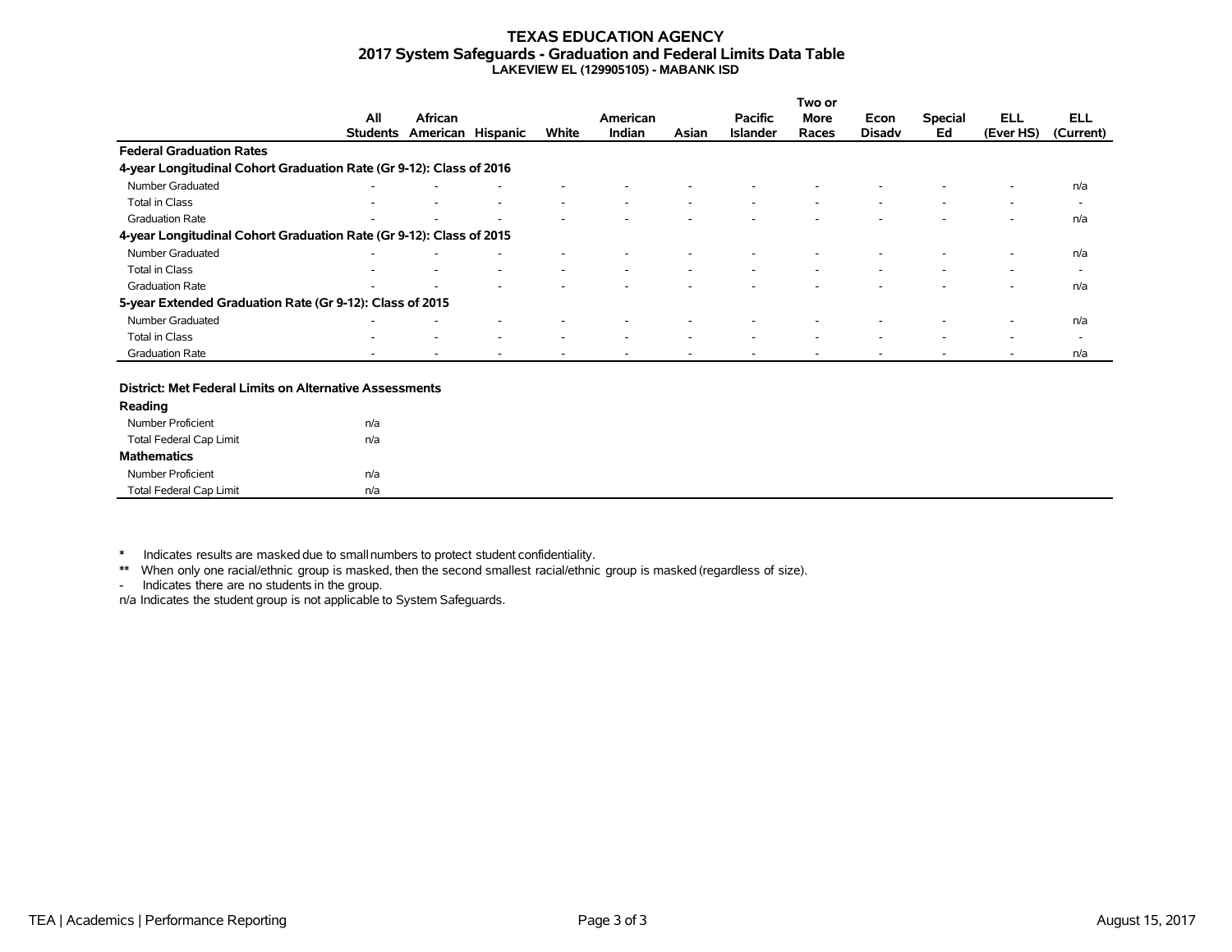# TEXAS EDUCATION AGENCY
## 2017 System Safeguards - Graduation and Federal Limits Data Table
### LAKEVIEW EL (129905105) - MABANK ISD

| | All Students | African American | Hispanic | White | American Indian | Asian | Pacific Islander | Two or More Races | Econ Disadv | Special Ed | ELL (Ever HS) | ELL (Current) |
|---|---|---|---|---|---|---|---|---|---|---|---|---|
| **Federal Graduation Rates** | | | | | | | | | | | | |
| **4-year Longitudinal Cohort Graduation Rate (Gr 9-12): Class of 2016** | | | | | | | | | | | | |
| Number Graduated | - | - | - | - | - | - | - | - | - | - | - | n/a |
| Total in Class | - | - | - | - | - | - | - | - | - | - | - | - |
| Graduation Rate | - | - | - | - | - | - | - | - | - | - | - | n/a |
| **4-year Longitudinal Cohort Graduation Rate (Gr 9-12): Class of 2015** | | | | | | | | | | | | |
| Number Graduated | - | - | - | - | - | - | - | - | - | - | - | n/a |
| Total in Class | - | - | - | - | - | - | - | - | - | - | - | - |
| Graduation Rate | - | - | - | - | - | - | - | - | - | - | - | n/a |
| **5-year Extended Graduation Rate (Gr 9-12): Class of 2015** | | | | | | | | | | | | |
| Number Graduated | - | - | - | - | - | - | - | - | - | - | - | n/a |
| Total in Class | - | - | - | - | - | - | - | - | - | - | - | - |
| Graduation Rate | - | - | - | - | - | - | - | - | - | - | - | n/a |

**District: Met Federal Limits on Alternative Assessments**

| | |
|---|---|
| **Reading** | |
| Number Proficient | n/a |
| Total Federal Cap Limit | n/a |
| **Mathematics** | |
| Number Proficient | n/a |
| Total Federal Cap Limit | n/a |

\* Indicates results are masked due to small numbers to protect student confidentiality.

\*\* When only one racial/ethnic group is masked, then the second smallest racial/ethnic group is masked (regardless of size).

\- Indicates there are no students in the group.

n/a Indicates the student group is not applicable to System Safeguards.